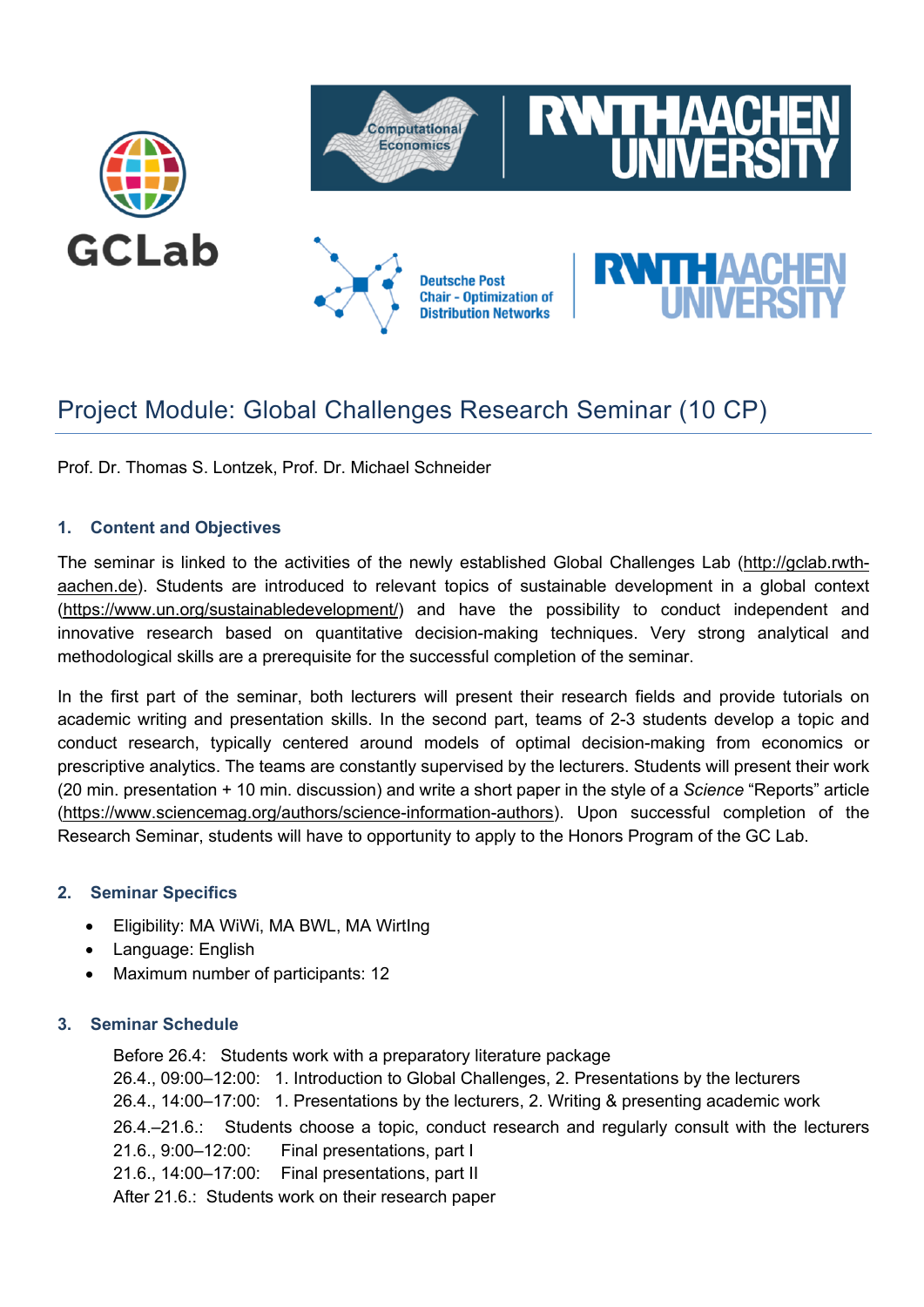# Project Module: Global Challenges Research Seminar (10 CP)

Prof. Dr. Thomas S. Lontzek, Prof. Dr. Michael Schneider

## 1. Content and Objectives

The seminar is linked to the activities of the newly established Global Challenges Lab (http://gclab.rwth-aachen.de). Students are introduced to relevant topics of sustainable development in a global context (https://www.un.org/sustainabledevelopment/) and have the possibility to conduct independent and innovative research based on quantitative decision-making techniques. Very strong analytical and methodological skills are a prerequisite for the successful completion of the seminar.

In the first part of the seminar, both lecturers will present their research fields and provide tutorials on academic writing and presentation skills. In the second part, teams of 2-3 students develop a topic and conduct research, typically centered around models of optimal decision-making from economics or prescriptive analytics. The teams are constantly supervised by the lecturers. Students will present their work (20 min. presentation + 10 min. discussion) and write a short paper in the style of a *Science* "Reports" article (https://www.sciencemag.org/authors/science-information-authors). Upon successful completion of the Research Seminar, students will have to opportunity to apply to the Honors Program of the GC Lab.

## 2. Seminar Specifics

- Eligibility: MA WiWi, MA BWL, MA WirtIng
- Language: English
- Maximum number of participants: 12

## 3. Seminar Schedule

Before 26.4: Students work with a preparatory literature package
26.4., 09:00–12:00: 1. Introduction to Global Challenges, 2. Presentations by the lecturers
26.4., 14:00–17:00: 1. Presentations by the lecturers, 2. Writing & presenting academic work
26.4.–21.6.: Students choose a topic, conduct research and regularly consult with the lecturers
21.6., 9:00–12:00: Final presentations, part I
21.6., 14:00–17:00: Final presentations, part II
After 21.6.: Students work on their research paper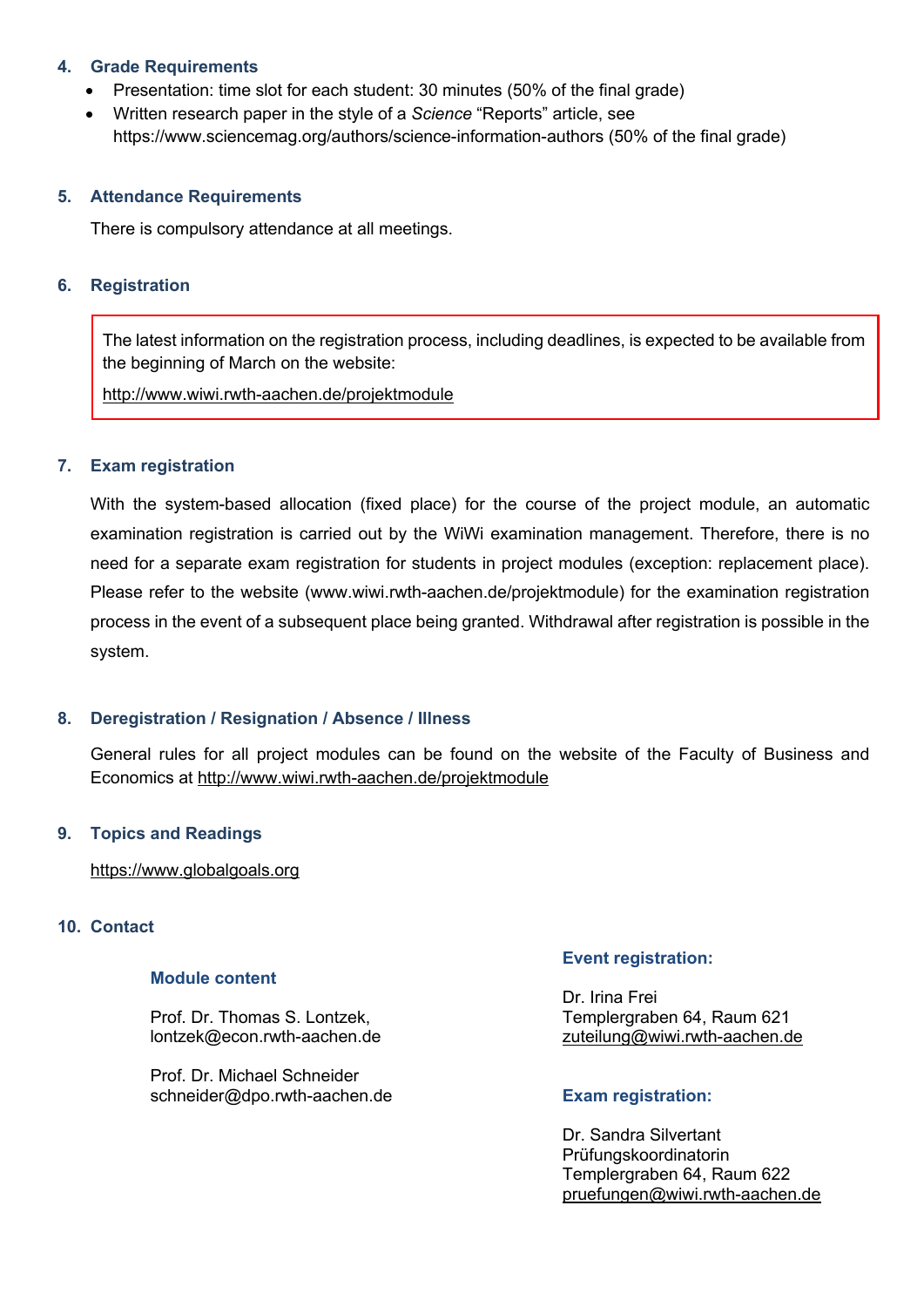## 4. Grade Requirements

- Presentation: time slot for each student: 30 minutes (50% of the final grade)
- Written research paper in the style of a *Science* "Reports" article, see https://www.sciencemag.org/authors/science-information-authors (50% of the final grade)

## 5. Attendance Requirements

There is compulsory attendance at all meetings.

## 6. Registration

The latest information on the registration process, including deadlines, is expected to be available from the beginning of March on the website:

http://www.wiwi.rwth-aachen.de/projektmodule

## 7. Exam registration

With the system-based allocation (fixed place) for the course of the project module, an automatic examination registration is carried out by the WiWi examination management. Therefore, there is no need for a separate exam registration for students in project modules (exception: replacement place). Please refer to the website (www.wiwi.rwth-aachen.de/projektmodule) for the examination registration process in the event of a subsequent place being granted. Withdrawal after registration is possible in the system.

## 8. Deregistration / Resignation / Absence / Illness

General rules for all project modules can be found on the website of the Faculty of Business and Economics at http://www.wiwi.rwth-aachen.de/projektmodule

## 9. Topics and Readings

https://www.globalgoals.org

## 10. Contact

### Module content

Prof. Dr. Thomas S. Lontzek,
lontzek@econ.rwth-aachen.de

Prof. Dr. Michael Schneider
schneider@dpo.rwth-aachen.de

### Event registration:

Dr. Irina Frei
Templergraben 64, Raum 621
zuteilung@wiwi.rwth-aachen.de

### Exam registration:

Dr. Sandra Silvertant
Prüfungskoordinatorin
Templergraben 64, Raum 622
pruefungen@wiwi.rwth-aachen.de